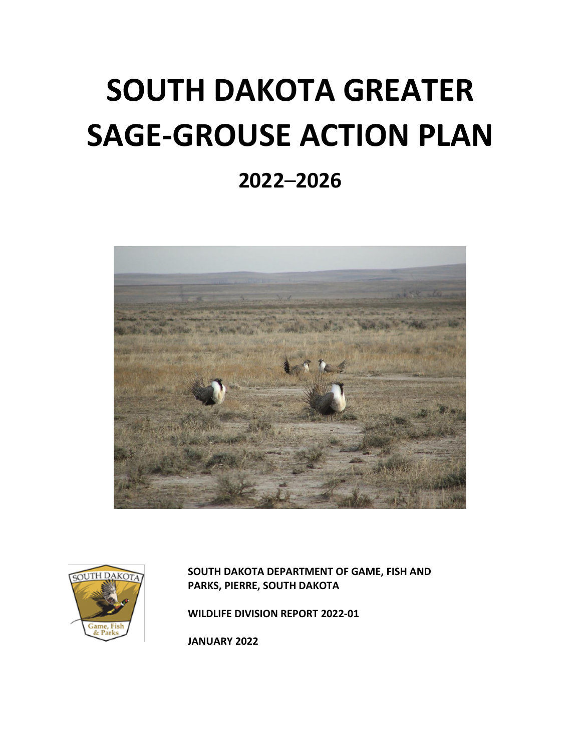# SOUTH DAKOTA GREATER SAGE-GROUSE ACTION PLAN

## 2022–2026

**SOUTH DAKOTA DEPARTMENT OF GAME, FISH AND PARKS, PIERRE, SOUTH DAKOTA**

**WILDLIFE DIVISION REPORT 2022-01**

**JANUARY 2022**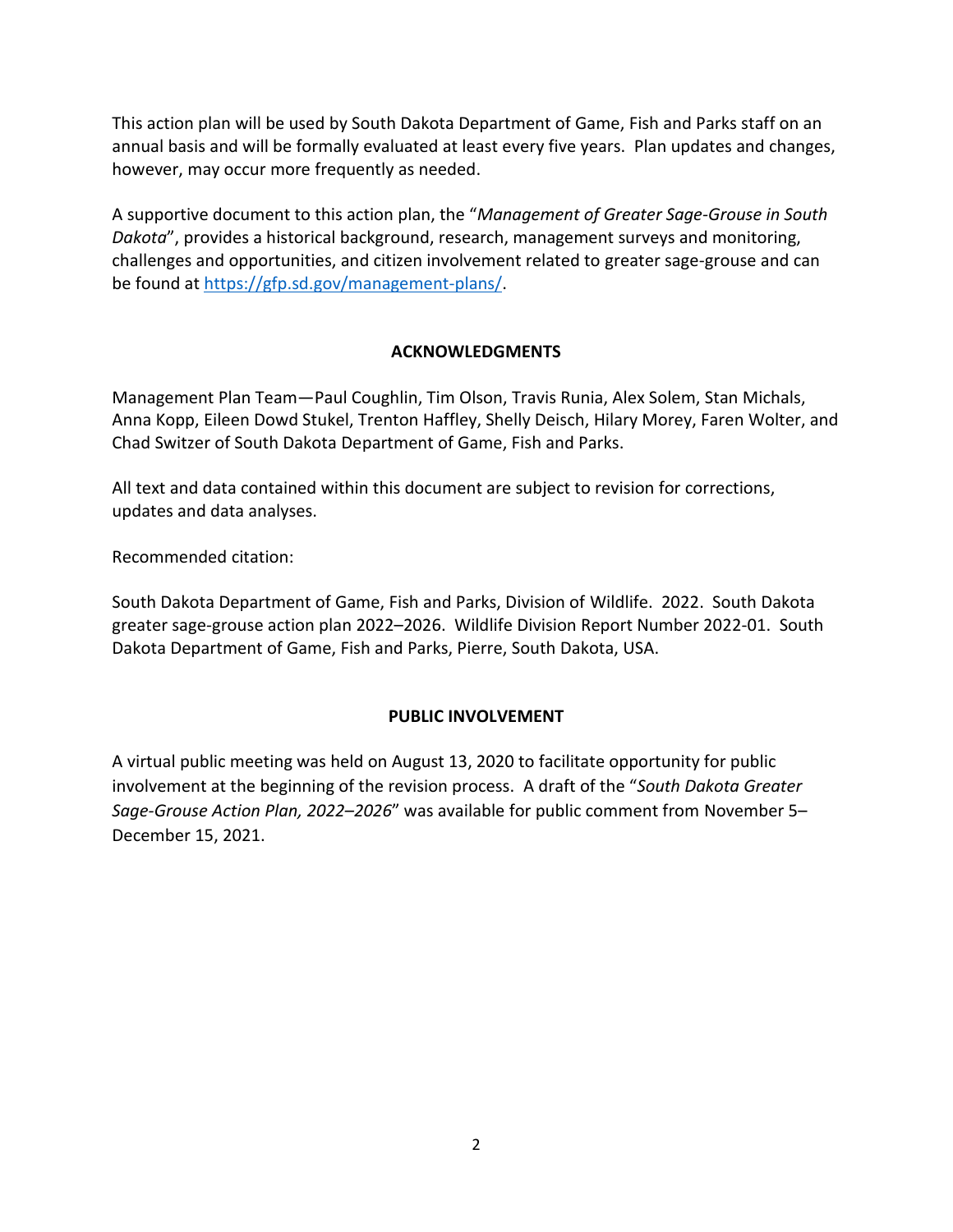This action plan will be used by South Dakota Department of Game, Fish and Parks staff on an annual basis and will be formally evaluated at least every five years. Plan updates and changes, however, may occur more frequently as needed.

A supportive document to this action plan, the "*Management of Greater Sage-Grouse in South Dakota*", provides a historical background, research, management surveys and monitoring, challenges and opportunities, and citizen involvement related to greater sage-grouse and can be found at [https://gfp.sd.gov/management-plans/](https://gfp.sd.gov/management-plans/).

## ACKNOWLEDGMENTS

Management Plan Team—Paul Coughlin, Tim Olson, Travis Runia, Alex Solem, Stan Michals, Anna Kopp, Eileen Dowd Stukel, Trenton Haffley, Shelly Deisch, Hilary Morey, Faren Wolter, and Chad Switzer of South Dakota Department of Game, Fish and Parks.

All text and data contained within this document are subject to revision for corrections, updates and data analyses.

Recommended citation:

South Dakota Department of Game, Fish and Parks, Division of Wildlife. 2022. South Dakota greater sage-grouse action plan 2022–2026. Wildlife Division Report Number 2022-01. South Dakota Department of Game, Fish and Parks, Pierre, South Dakota, USA.

## PUBLIC INVOLVEMENT

A virtual public meeting was held on August 13, 2020 to facilitate opportunity for public involvement at the beginning of the revision process. A draft of the "*South Dakota Greater Sage-Grouse Action Plan, 2022–2026*" was available for public comment from November 5–December 15, 2021.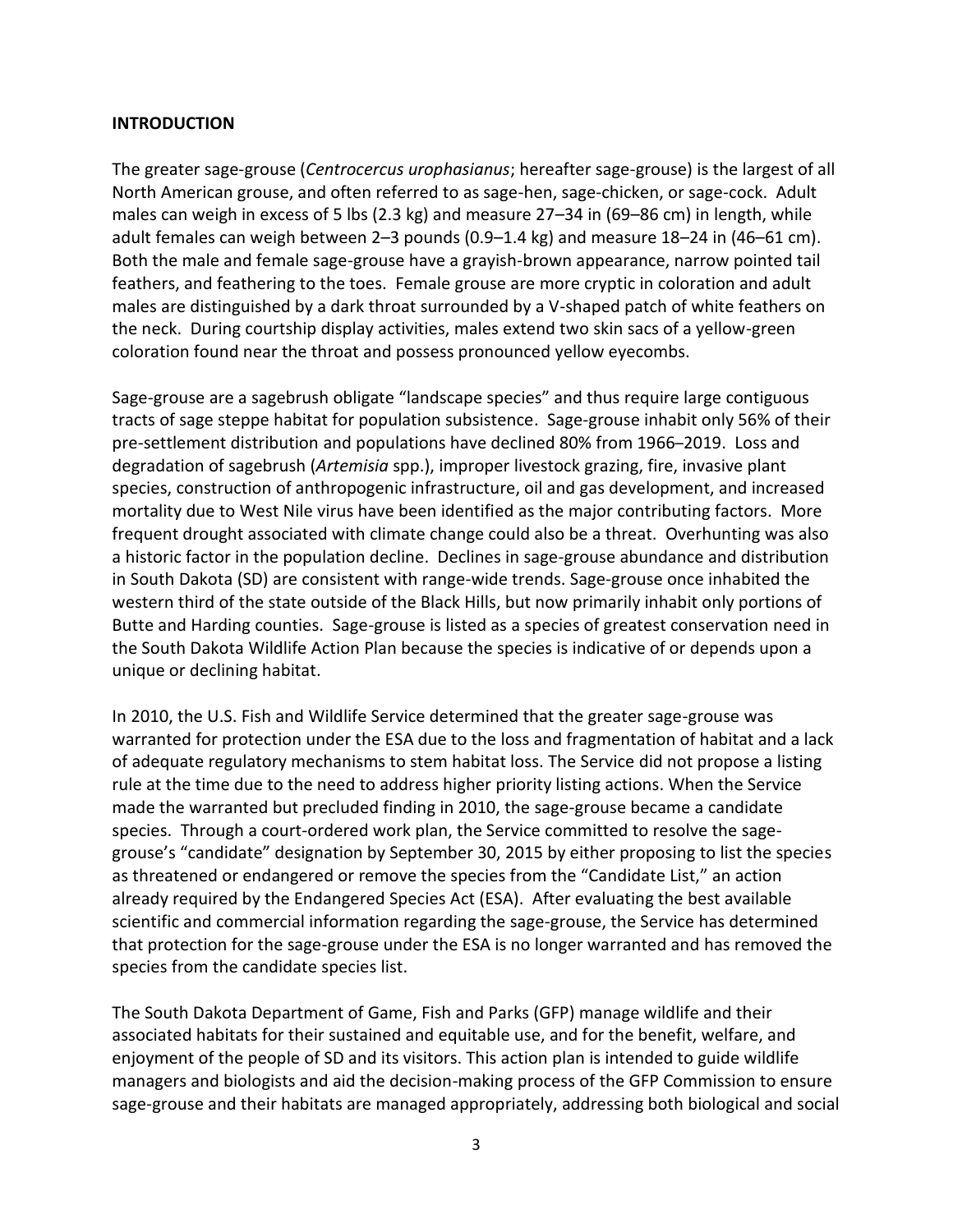**INTRODUCTION**

The greater sage-grouse (*Centrocercus urophasianus*; hereafter sage-grouse) is the largest of all North American grouse, and often referred to as sage-hen, sage-chicken, or sage-cock. Adult males can weigh in excess of 5 lbs (2.3 kg) and measure 27–34 in (69–86 cm) in length, while adult females can weigh between 2–3 pounds (0.9–1.4 kg) and measure 18–24 in (46–61 cm). Both the male and female sage-grouse have a grayish-brown appearance, narrow pointed tail feathers, and feathering to the toes. Female grouse are more cryptic in coloration and adult males are distinguished by a dark throat surrounded by a V-shaped patch of white feathers on the neck. During courtship display activities, males extend two skin sacs of a yellow-green coloration found near the throat and possess pronounced yellow eyecombs.

Sage-grouse are a sagebrush obligate "landscape species" and thus require large contiguous tracts of sage steppe habitat for population subsistence. Sage-grouse inhabit only 56% of their pre-settlement distribution and populations have declined 80% from 1966–2019. Loss and degradation of sagebrush (*Artemisia* spp.), improper livestock grazing, fire, invasive plant species, construction of anthropogenic infrastructure, oil and gas development, and increased mortality due to West Nile virus have been identified as the major contributing factors. More frequent drought associated with climate change could also be a threat. Overhunting was also a historic factor in the population decline. Declines in sage-grouse abundance and distribution in South Dakota (SD) are consistent with range-wide trends. Sage-grouse once inhabited the western third of the state outside of the Black Hills, but now primarily inhabit only portions of Butte and Harding counties. Sage-grouse is listed as a species of greatest conservation need in the South Dakota Wildlife Action Plan because the species is indicative of or depends upon a unique or declining habitat.

In 2010, the U.S. Fish and Wildlife Service determined that the greater sage-grouse was warranted for protection under the ESA due to the loss and fragmentation of habitat and a lack of adequate regulatory mechanisms to stem habitat loss. The Service did not propose a listing rule at the time due to the need to address higher priority listing actions. When the Service made the warranted but precluded finding in 2010, the sage-grouse became a candidate species. Through a court-ordered work plan, the Service committed to resolve the sage-grouse's "candidate" designation by September 30, 2015 by either proposing to list the species as threatened or endangered or remove the species from the "Candidate List," an action already required by the Endangered Species Act (ESA). After evaluating the best available scientific and commercial information regarding the sage-grouse, the Service has determined that protection for the sage-grouse under the ESA is no longer warranted and has removed the species from the candidate species list.

The South Dakota Department of Game, Fish and Parks (GFP) manage wildlife and their associated habitats for their sustained and equitable use, and for the benefit, welfare, and enjoyment of the people of SD and its visitors. This action plan is intended to guide wildlife managers and biologists and aid the decision-making process of the GFP Commission to ensure sage-grouse and their habitats are managed appropriately, addressing both biological and social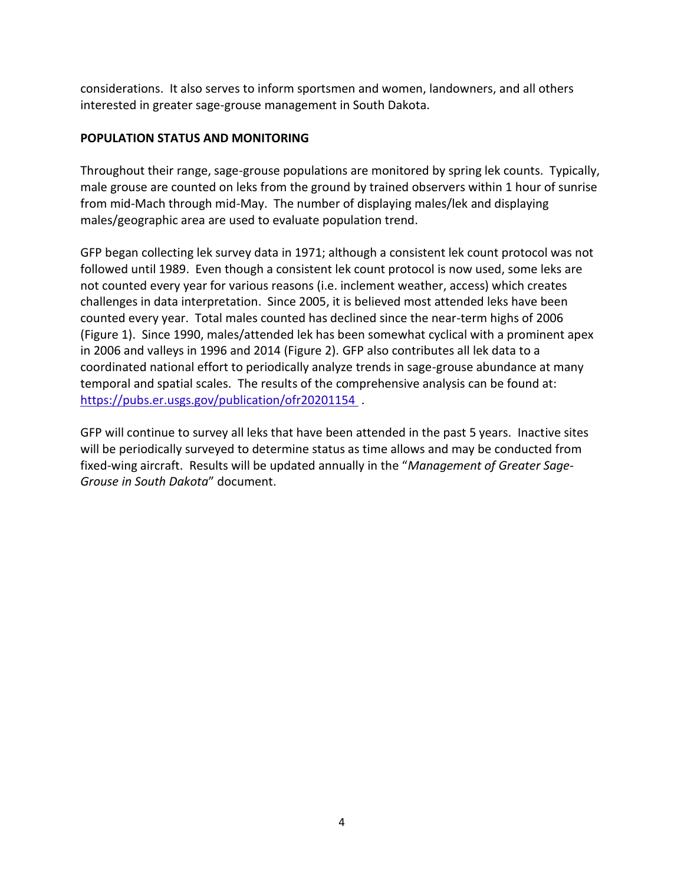considerations. It also serves to inform sportsmen and women, landowners, and all others interested in greater sage-grouse management in South Dakota.

## POPULATION STATUS AND MONITORING

Throughout their range, sage-grouse populations are monitored by spring lek counts. Typically, male grouse are counted on leks from the ground by trained observers within 1 hour of sunrise from mid-Mach through mid-May. The number of displaying males/lek and displaying males/geographic area are used to evaluate population trend.

GFP began collecting lek survey data in 1971; although a consistent lek count protocol was not followed until 1989. Even though a consistent lek count protocol is now used, some leks are not counted every year for various reasons (i.e. inclement weather, access) which creates challenges in data interpretation. Since 2005, it is believed most attended leks have been counted every year. Total males counted has declined since the near-term highs of 2006 (Figure 1). Since 1990, males/attended lek has been somewhat cyclical with a prominent apex in 2006 and valleys in 1996 and 2014 (Figure 2). GFP also contributes all lek data to a coordinated national effort to periodically analyze trends in sage-grouse abundance at many temporal and spatial scales. The results of the comprehensive analysis can be found at: https://pubs.er.usgs.gov/publication/ofr20201154 .

GFP will continue to survey all leks that have been attended in the past 5 years. Inactive sites will be periodically surveyed to determine status as time allows and may be conducted from fixed-wing aircraft. Results will be updated annually in the "*Management of Greater Sage-Grouse in South Dakota*" document.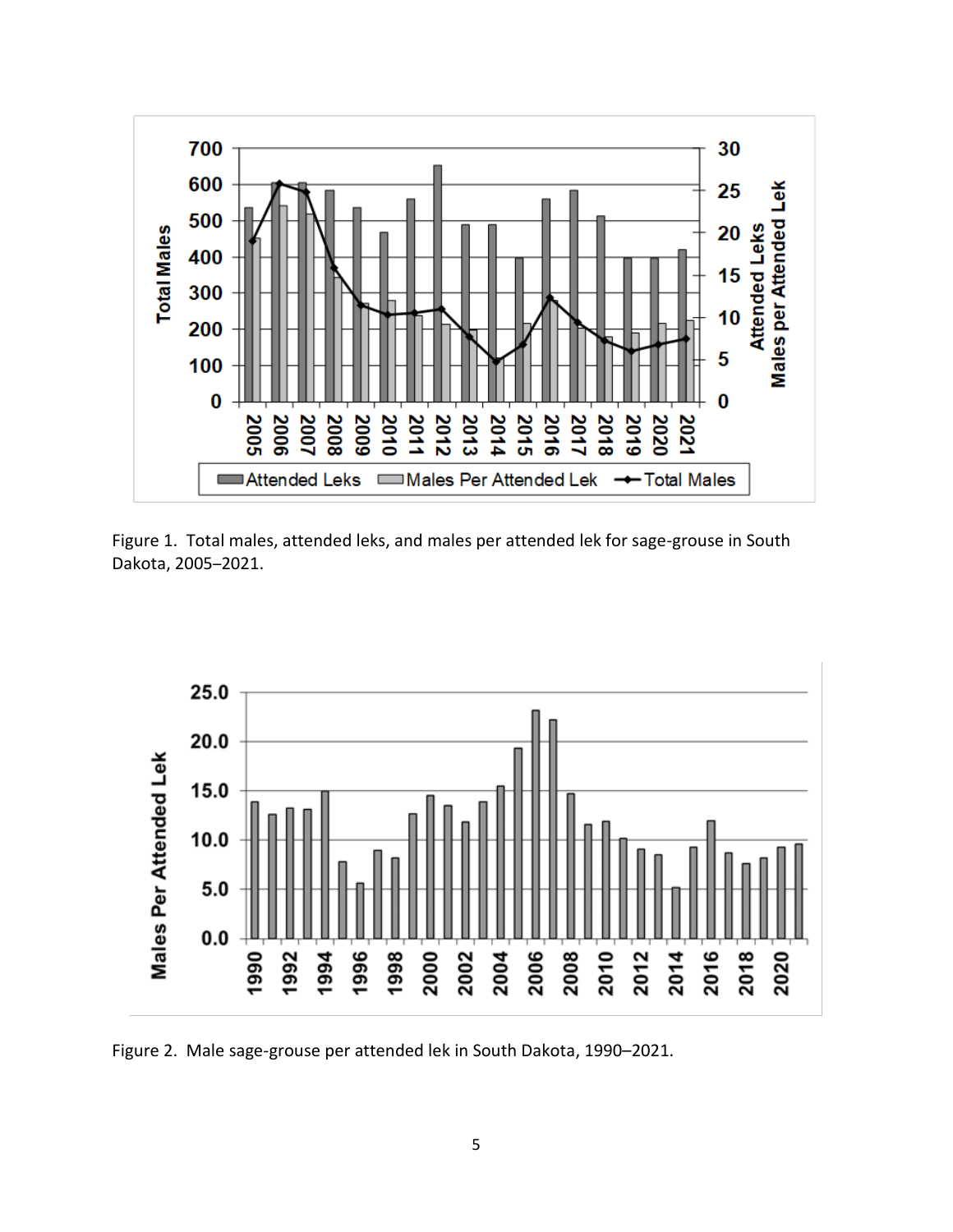Figure 1. Total males, attended leks, and males per attended lek for sage-grouse in South Dakota, 2005–2021.

Figure 2. Male sage-grouse per attended lek in South Dakota, 1990–2021.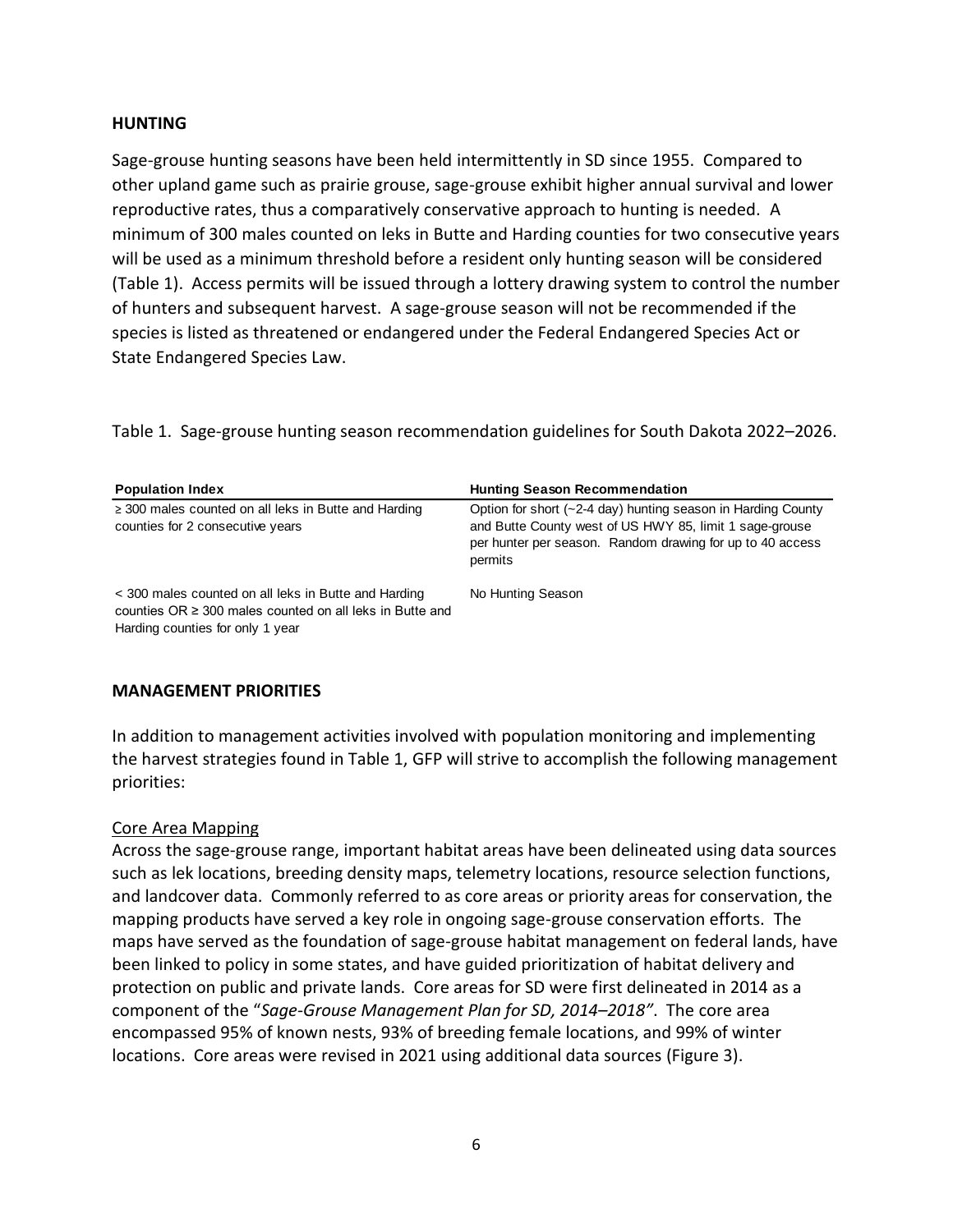## HUNTING

Sage-grouse hunting seasons have been held intermittently in SD since 1955. Compared to other upland game such as prairie grouse, sage-grouse exhibit higher annual survival and lower reproductive rates, thus a comparatively conservative approach to hunting is needed. A minimum of 300 males counted on leks in Butte and Harding counties for two consecutive years will be used as a minimum threshold before a resident only hunting season will be considered (Table 1). Access permits will be issued through a lottery drawing system to control the number of hunters and subsequent harvest. A sage-grouse season will not be recommended if the species is listed as threatened or endangered under the Federal Endangered Species Act or State Endangered Species Law.

Table 1. Sage-grouse hunting season recommendation guidelines for South Dakota 2022–2026.

| Population Index | Hunting Season Recommendation |
|---|---|
| ≥ 300 males counted on all leks in Butte and Harding counties for 2 consecutive years | Option for short (~2-4 day) hunting season in Harding County and Butte County west of US HWY 85, limit 1 sage-grouse per hunter per season. Random drawing for up to 40 access permits |
| < 300 males counted on all leks in Butte and Harding counties OR ≥ 300 males counted on all leks in Butte and Harding counties for only 1 year | No Hunting Season |

## MANAGEMENT PRIORITIES

In addition to management activities involved with population monitoring and implementing the harvest strategies found in Table 1, GFP will strive to accomplish the following management priorities:

### Core Area Mapping

Across the sage-grouse range, important habitat areas have been delineated using data sources such as lek locations, breeding density maps, telemetry locations, resource selection functions, and landcover data. Commonly referred to as core areas or priority areas for conservation, the mapping products have served a key role in ongoing sage-grouse conservation efforts. The maps have served as the foundation of sage-grouse habitat management on federal lands, have been linked to policy in some states, and have guided prioritization of habitat delivery and protection on public and private lands. Core areas for SD were first delineated in 2014 as a component of the "*Sage-Grouse Management Plan for SD, 2014–2018"*. The core area encompassed 95% of known nests, 93% of breeding female locations, and 99% of winter locations. Core areas were revised in 2021 using additional data sources (Figure 3).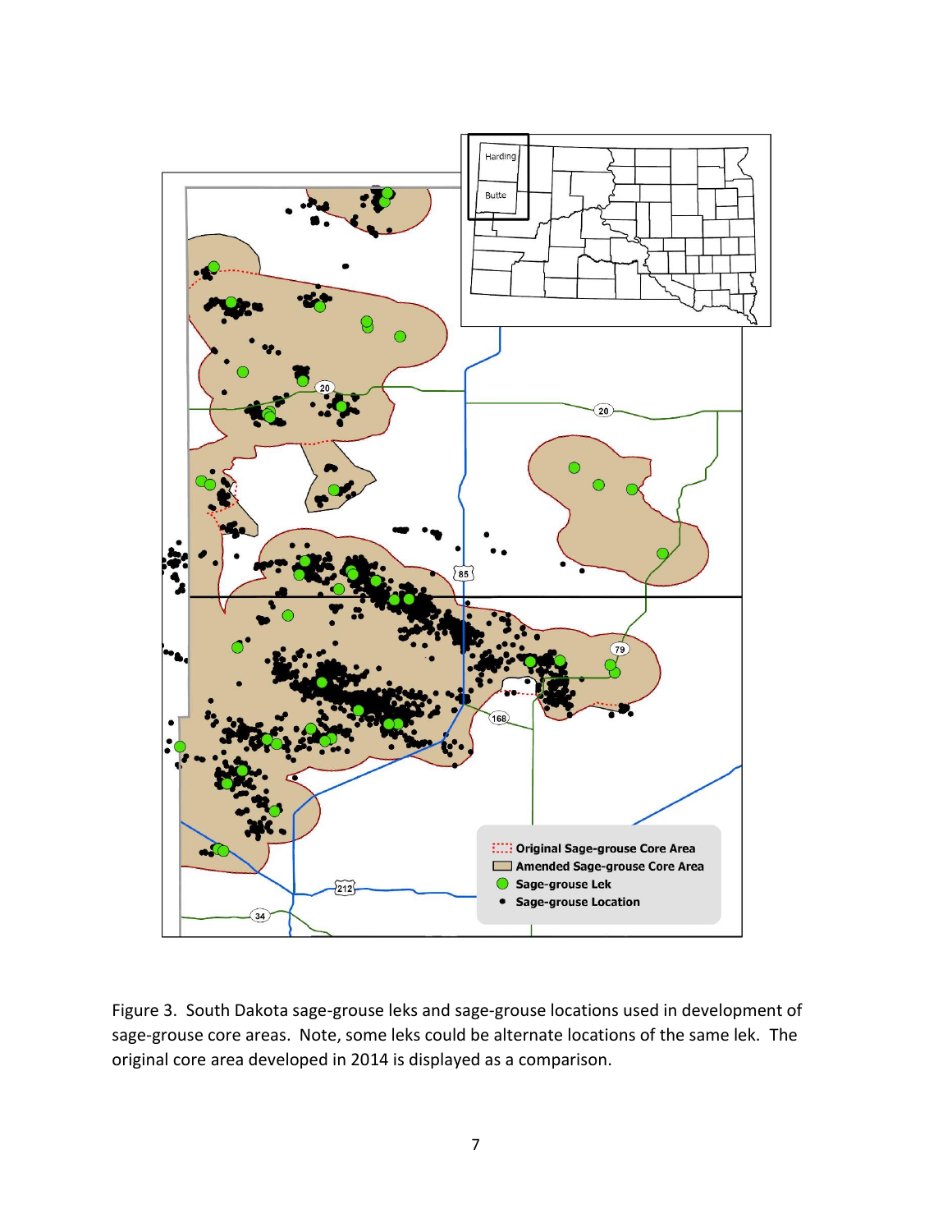Figure 3. South Dakota sage-grouse leks and sage-grouse locations used in development of sage-grouse core areas. Note, some leks could be alternate locations of the same lek. The original core area developed in 2014 is displayed as a comparison.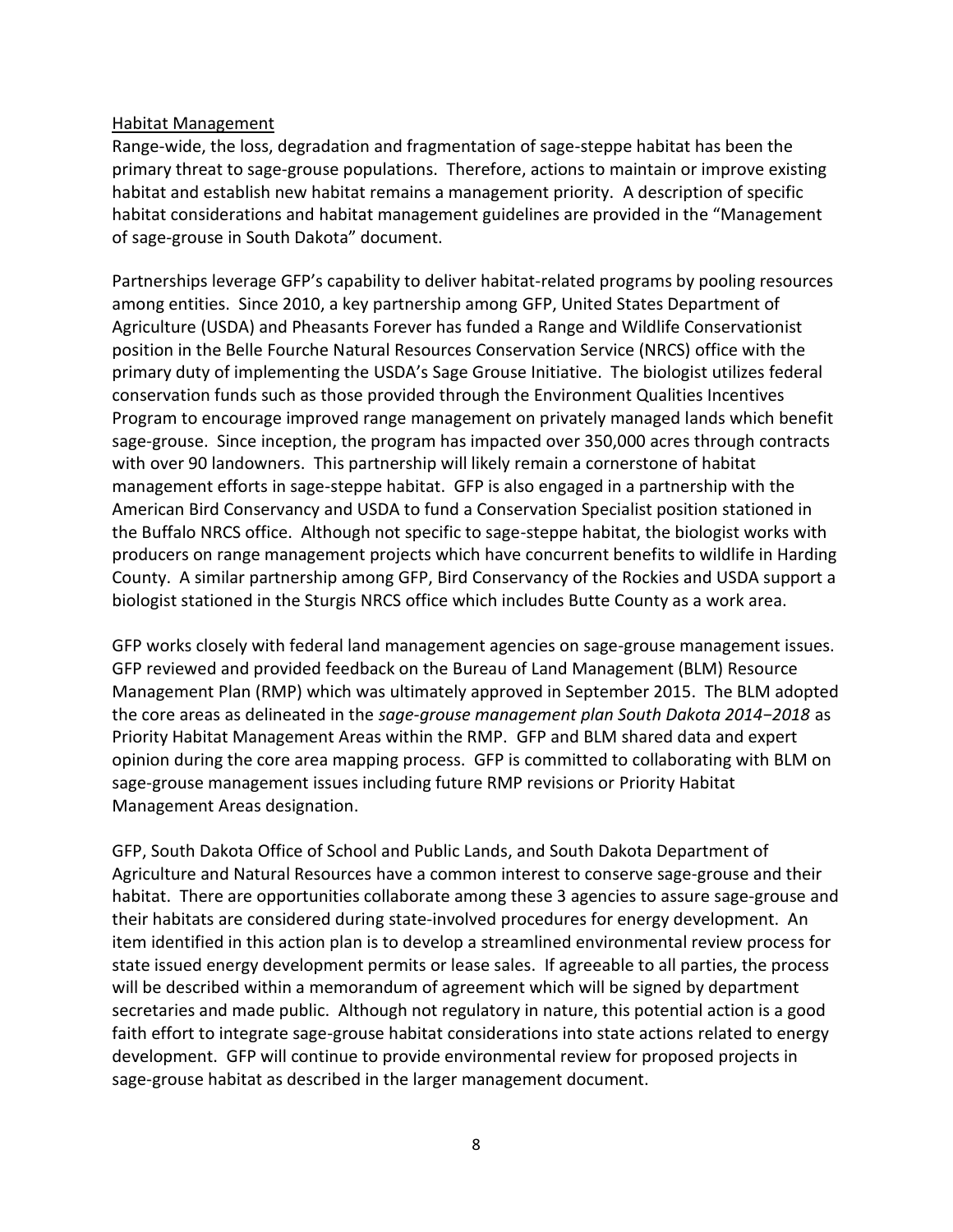Habitat Management

Range-wide, the loss, degradation and fragmentation of sage-steppe habitat has been the primary threat to sage-grouse populations. Therefore, actions to maintain or improve existing habitat and establish new habitat remains a management priority. A description of specific habitat considerations and habitat management guidelines are provided in the "Management of sage-grouse in South Dakota" document.

Partnerships leverage GFP's capability to deliver habitat-related programs by pooling resources among entities. Since 2010, a key partnership among GFP, United States Department of Agriculture (USDA) and Pheasants Forever has funded a Range and Wildlife Conservationist position in the Belle Fourche Natural Resources Conservation Service (NRCS) office with the primary duty of implementing the USDA's Sage Grouse Initiative. The biologist utilizes federal conservation funds such as those provided through the Environment Qualities Incentives Program to encourage improved range management on privately managed lands which benefit sage-grouse. Since inception, the program has impacted over 350,000 acres through contracts with over 90 landowners. This partnership will likely remain a cornerstone of habitat management efforts in sage-steppe habitat. GFP is also engaged in a partnership with the American Bird Conservancy and USDA to fund a Conservation Specialist position stationed in the Buffalo NRCS office. Although not specific to sage-steppe habitat, the biologist works with producers on range management projects which have concurrent benefits to wildlife in Harding County. A similar partnership among GFP, Bird Conservancy of the Rockies and USDA support a biologist stationed in the Sturgis NRCS office which includes Butte County as a work area.

GFP works closely with federal land management agencies on sage-grouse management issues. GFP reviewed and provided feedback on the Bureau of Land Management (BLM) Resource Management Plan (RMP) which was ultimately approved in September 2015. The BLM adopted the core areas as delineated in the *sage-grouse management plan South Dakota 2014−2018* as Priority Habitat Management Areas within the RMP. GFP and BLM shared data and expert opinion during the core area mapping process. GFP is committed to collaborating with BLM on sage-grouse management issues including future RMP revisions or Priority Habitat Management Areas designation.

GFP, South Dakota Office of School and Public Lands, and South Dakota Department of Agriculture and Natural Resources have a common interest to conserve sage-grouse and their habitat. There are opportunities collaborate among these 3 agencies to assure sage-grouse and their habitats are considered during state-involved procedures for energy development. An item identified in this action plan is to develop a streamlined environmental review process for state issued energy development permits or lease sales. If agreeable to all parties, the process will be described within a memorandum of agreement which will be signed by department secretaries and made public. Although not regulatory in nature, this potential action is a good faith effort to integrate sage-grouse habitat considerations into state actions related to energy development. GFP will continue to provide environmental review for proposed projects in sage-grouse habitat as described in the larger management document.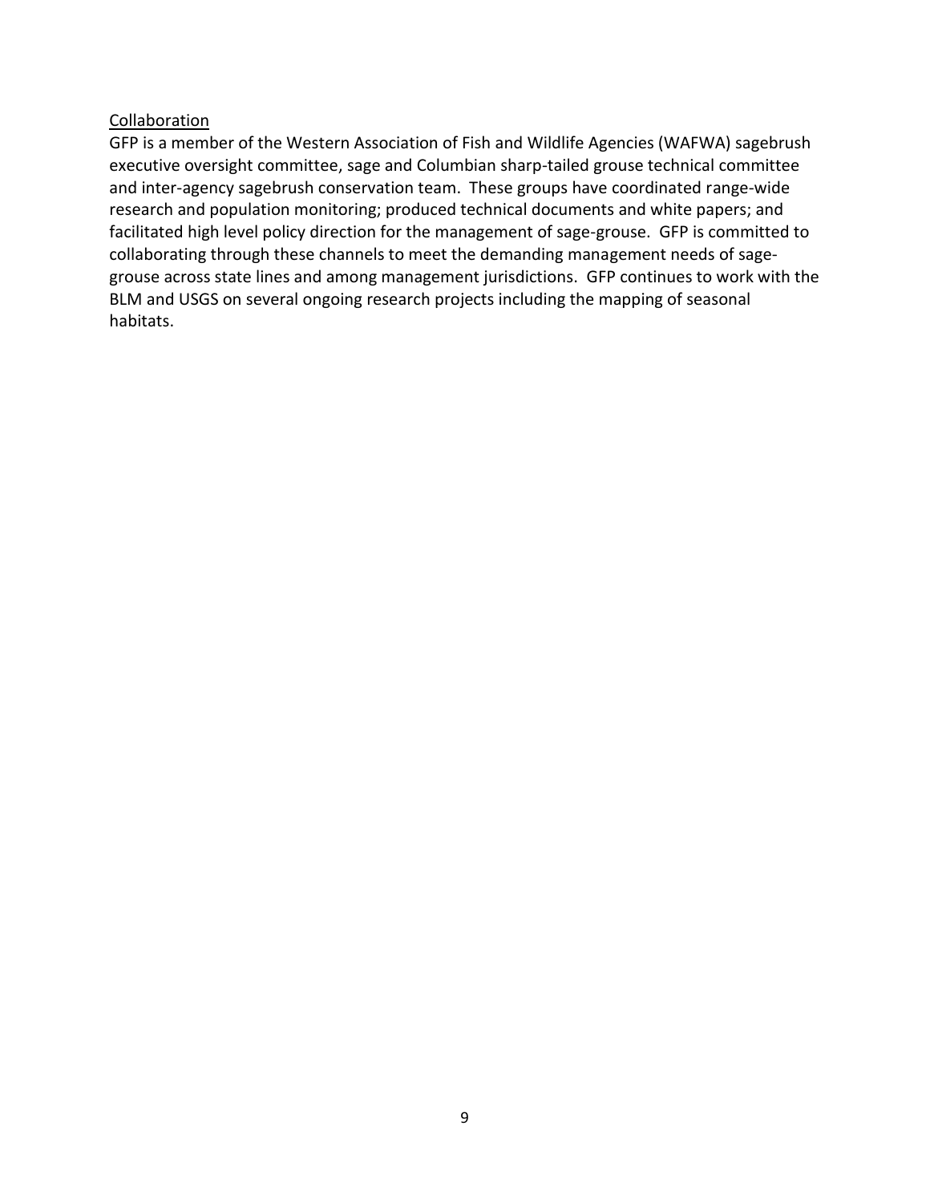Collaboration

GFP is a member of the Western Association of Fish and Wildlife Agencies (WAFWA) sagebrush executive oversight committee, sage and Columbian sharp-tailed grouse technical committee and inter-agency sagebrush conservation team. These groups have coordinated range-wide research and population monitoring; produced technical documents and white papers; and facilitated high level policy direction for the management of sage-grouse. GFP is committed to collaborating through these channels to meet the demanding management needs of sage-grouse across state lines and among management jurisdictions. GFP continues to work with the BLM and USGS on several ongoing research projects including the mapping of seasonal habitats.